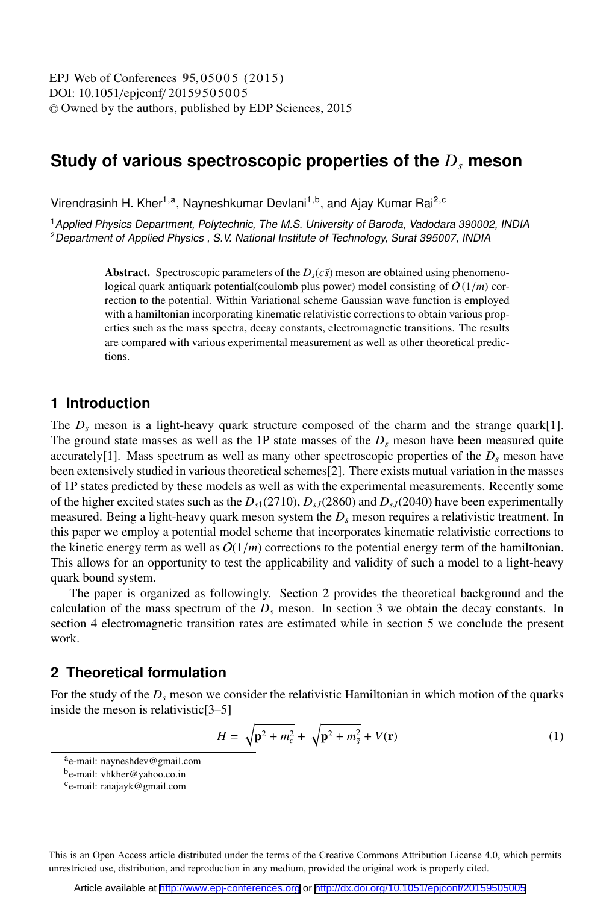# Study of various spectroscopic properties of the $D_s$ meson

Virendrasinh H. Kher[1,a], Nayneshkumar Devlani[1,b], and Ajay Kumar Rai[2,c]

[1] *Applied Physics Department, Polytechnic, The M.S. University of Baroda, Vadodara 390002, INDIA*
[2] *Department of Applied Physics , S.V. National Institute of Technology, Surat 395007, INDIA*

**Abstract.** Spectroscopic parameters of the $D_s(c\bar{s})$ meson are obtained using phenomenological quark antiquark potential(coulomb plus power) model consisting of $O(1/m)$ correction to the potential. Within Variational scheme Gaussian wave function is employed with a hamiltonian incorporating kinematic relativistic corrections to obtain various properties such as the mass spectra, decay constants, electromagnetic transitions. The results are compared with various experimental measurement as well as other theoretical predictions.

## 1 Introduction

The $D_s$ meson is a light-heavy quark structure composed of the charm and the strange quark[1]. The ground state masses as well as the 1P state masses of the $D_s$ meson have been measured quite accurately[1]. Mass spectrum as well as many other spectroscopic properties of the $D_s$ meson have been extensively studied in various theoretical schemes[2]. There exists mutual variation in the masses of 1P states predicted by these models as well as with the experimental measurements. Recently some of the higher excited states such as the $D_{s1}(2710)$, $D_{sJ}(2860)$ and $D_{sJ}(2040)$ have been experimentally measured. Being a light-heavy quark meson system the $D_s$ meson requires a relativistic treatment. In this paper we employ a potential model scheme that incorporates kinematic relativistic corrections to the kinetic energy term as well as $O(1/m)$ corrections to the potential energy term of the hamiltonian. This allows for an opportunity to test the applicability and validity of such a model to a light-heavy quark bound system.

The paper is organized as followingly. Section 2 provides the theoretical background and the calculation of the mass spectrum of the $D_s$ meson. In section 3 we obtain the decay constants. In section 4 electromagnetic transition rates are estimated while in section 5 we conclude the present work.

## 2 Theoretical formulation

For the study of the $D_s$ meson we consider the relativistic Hamiltonian in which motion of the quarks inside the meson is relativistic[3–5]

$$H = \sqrt{\mathbf{p}^2 + m_c^2} + \sqrt{\mathbf{p}^2 + m_{\bar{s}}^2} + V(\mathbf{r}) \tag{1}$$

[a] e-mail: nayneshdev@gmail.com
[b] e-mail: vhkher@yahoo.co.in
[c] e-mail: raiajayk@gmail.com

This is an Open Access article distributed under the terms of the Creative Commons Attribution License 4.0, which permits unrestricted use, distribution, and reproduction in any medium, provided the original work is properly cited.

Article available at http://www.epj-conferences.org or http://dx.doi.org/10.1051/epjconf/20159505005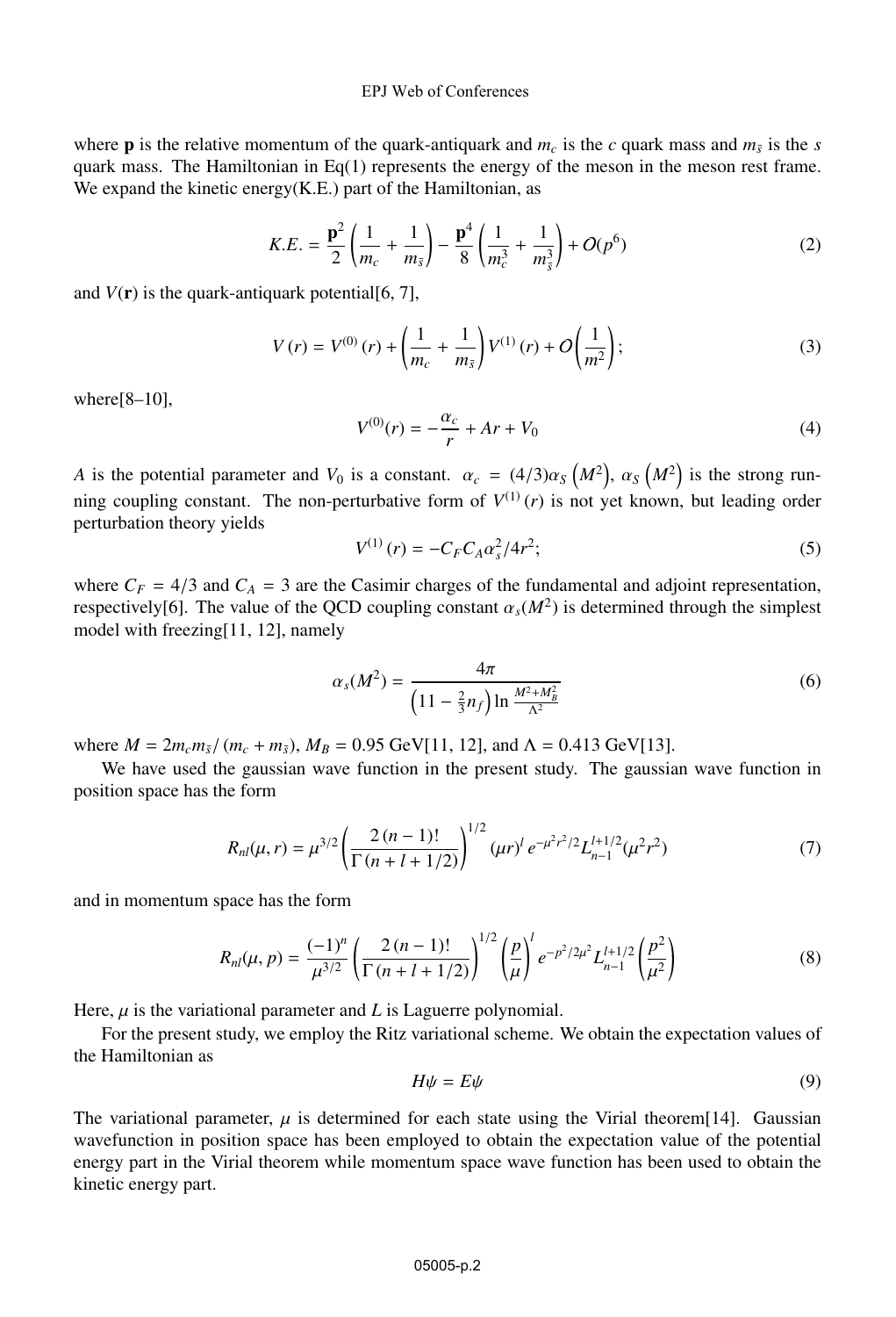where $\mathbf{p}$ is the relative momentum of the quark-antiquark and $m_c$ is the $c$ quark mass and $m_{\bar{s}}$ is the $s$ quark mass. The Hamiltonian in Eq(1) represents the energy of the meson in the meson rest frame. We expand the kinetic energy(K.E.) part of the Hamiltonian, as

$$K.E. = \frac{\mathbf{p}^2}{2}\left(\frac{1}{m_c} + \frac{1}{m_{\bar{s}}}\right) - \frac{\mathbf{p}^4}{8}\left(\frac{1}{m_c^3} + \frac{1}{m_{\bar{s}}^3}\right) + O(p^6) \tag{2}$$

and $V(\mathbf{r})$ is the quark-antiquark potential[6, 7],

$$V(r) = V^{(0)}(r) + \left(\frac{1}{m_c} + \frac{1}{m_{\bar{s}}}\right) V^{(1)}(r) + O\left(\frac{1}{m^2}\right); \tag{3}$$

where[8–10],

$$V^{(0)}(r) = -\frac{\alpha_c}{r} + Ar + V_0 \tag{4}$$

$A$ is the potential parameter and $V_0$ is a constant. $\alpha_c = (4/3)\alpha_S\left(M^2\right)$, $\alpha_S\left(M^2\right)$ is the strong running coupling constant. The non-perturbative form of $V^{(1)}(r)$ is not yet known, but leading order perturbation theory yields

$$V^{(1)}(r) = -C_F C_A \alpha_s^2 / 4r^2; \tag{5}$$

where $C_F = 4/3$ and $C_A = 3$ are the Casimir charges of the fundamental and adjoint representation, respectively[6]. The value of the QCD coupling constant $\alpha_s(M^2)$ is determined through the simplest model with freezing[11, 12], namely

$$\alpha_s(M^2) = \frac{4\pi}{\left(11 - \frac{2}{3}n_f\right)\ln\frac{M^2 + M_B^2}{\Lambda^2}} \tag{6}$$

where $M = 2m_c m_{\bar{s}}/\left(m_c + m_{\bar{s}}\right)$, $M_B = 0.95$ GeV[11, 12], and $\Lambda = 0.413$ GeV[13].

We have used the gaussian wave function in the present study. The gaussian wave function in position space has the form

$$R_{nl}(\mu, r) = \mu^{3/2}\left(\frac{2\,(n-1)!}{\Gamma\,(n + l + 1/2)}\right)^{1/2} (\mu r)^l\, e^{-\mu^2 r^2/2} L_{n-1}^{l+1/2}(\mu^2 r^2) \tag{7}$$

and in momentum space has the form

$$R_{nl}(\mu, p) = \frac{(-1)^n}{\mu^{3/2}}\left(\frac{2\,(n-1)!}{\Gamma\,(n + l + 1/2)}\right)^{1/2} \left(\frac{p}{\mu}\right)^l e^{-p^2/2\mu^2} L_{n-1}^{l+1/2}\left(\frac{p^2}{\mu^2}\right) \tag{8}$$

Here, $\mu$ is the variational parameter and $L$ is Laguerre polynomial.

For the present study, we employ the Ritz variational scheme. We obtain the expectation values of the Hamiltonian as

$$H\psi = E\psi \tag{9}$$

The variational parameter, $\mu$ is determined for each state using the Virial theorem[14]. Gaussian wavefunction in position space has been employed to obtain the expectation value of the potential energy part in the Virial theorem while momentum space wave function has been used to obtain the kinetic energy part.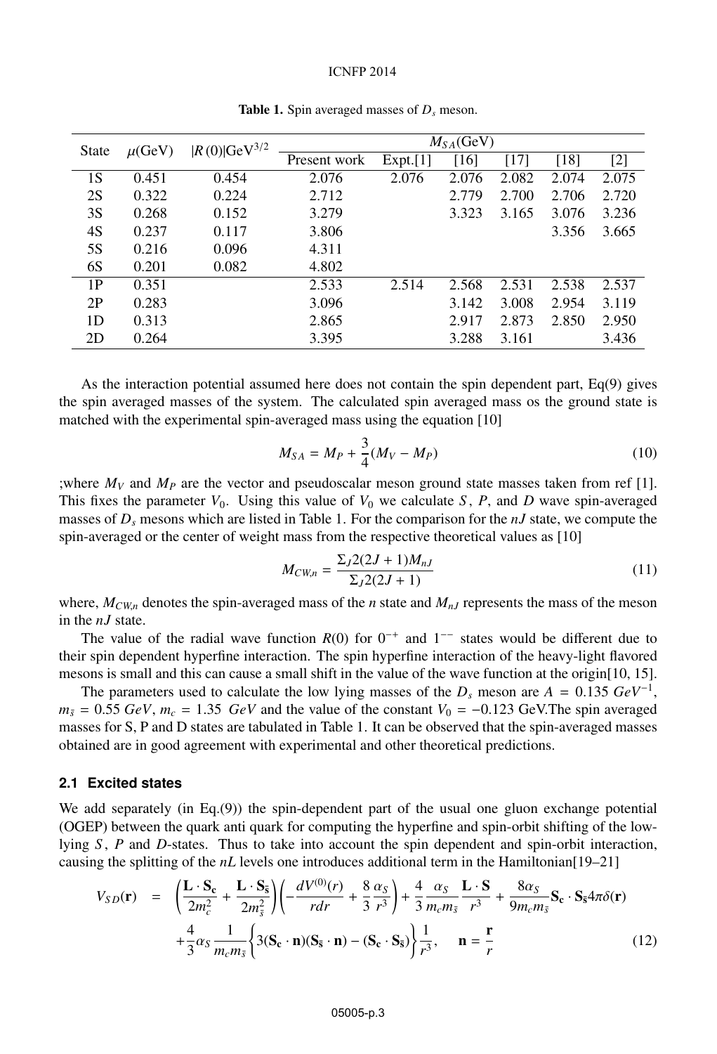**Table 1.** Spin averaged masses of $D_s$ meson.

| State | $\mu$(GeV) | $\lvert R(0)\rvert$GeV$^{3/2}$ | $M_{SA}$(GeV) | | | | | |
|---|---|---|---|---|---|---|---|---|
| | | | Present work | Expt.[1] | [16] | [17] | [18] | [2] |
| 1S | 0.451 | 0.454 | 2.076 | 2.076 | 2.076 | 2.082 | 2.074 | 2.075 |
| 2S | 0.322 | 0.224 | 2.712 | | 2.779 | 2.700 | 2.706 | 2.720 |
| 3S | 0.268 | 0.152 | 3.279 | | 3.323 | 3.165 | 3.076 | 3.236 |
| 4S | 0.237 | 0.117 | 3.806 | | | | 3.356 | 3.665 |
| 5S | 0.216 | 0.096 | 4.311 | | | | | |
| 6S | 0.201 | 0.082 | 4.802 | | | | | |
| 1P | 0.351 | | 2.533 | 2.514 | 2.568 | 2.531 | 2.538 | 2.537 |
| 2P | 0.283 | | 3.096 | | 3.142 | 3.008 | 2.954 | 3.119 |
| 1D | 0.313 | | 2.865 | | 2.917 | 2.873 | 2.850 | 2.950 |
| 2D | 0.264 | | 3.395 | | 3.288 | 3.161 | | 3.436 |

As the interaction potential assumed here does not contain the spin dependent part, Eq(9) gives the spin averaged masses of the system. The calculated spin averaged mass os the ground state is matched with the experimental spin-averaged mass using the equation [10]

$$M_{SA} = M_P + \frac{3}{4}(M_V - M_P) \tag{10}$$

;where $M_V$ and $M_P$ are the vector and pseudoscalar meson ground state masses taken from ref [1]. This fixes the parameter $V_0$. Using this value of $V_0$ we calculate $S$, $P$, and $D$ wave spin-averaged masses of $D_s$ mesons which are listed in Table 1. For the comparison for the $nJ$ state, we compute the spin-averaged or the center of weight mass from the respective theoretical values as [10]

$$M_{CW,n} = \frac{\Sigma_J 2(2J+1)M_{nJ}}{\Sigma_J 2(2J+1)} \tag{11}$$

where, $M_{CW,n}$ denotes the spin-averaged mass of the $n$ state and $M_{nJ}$ represents the mass of the meson in the $nJ$ state.

The value of the radial wave function $R(0)$ for $0^{-+}$ and $1^{--}$ states would be different due to their spin dependent hyperfine interaction. The spin hyperfine interaction of the heavy-light flavored mesons is small and this can cause a small shift in the value of the wave function at the origin[10, 15].

The parameters used to calculate the low lying masses of the $D_s$ meson are $A = 0.135\ GeV^{-1}$, $m_{\bar{s}} = 0.55\ GeV$, $m_c = 1.35\ GeV$ and the value of the constant $V_0 = -0.123$ GeV.The spin averaged masses for S, P and D states are tabulated in Table 1. It can be observed that the spin-averaged masses obtained are in good agreement with experimental and other theoretical predictions.

### 2.1 Excited states

We add separately (in Eq.(9)) the spin-dependent part of the usual one gluon exchange potential (OGEP) between the quark anti quark for computing the hyperfine and spin-orbit shifting of the low-lying $S$, $P$ and $D$-states. Thus to take into account the spin dependent and spin-orbit interaction, causing the splitting of the $nL$ levels one introduces additional term in the Hamiltonian[19–21]

$$\begin{aligned} V_{SD}(\mathbf{r}) \;=\; & \left(\frac{\mathbf{L}\cdot\mathbf{S_c}}{2m_c^2} + \frac{\mathbf{L}\cdot\mathbf{S_{\bar{s}}}}{2m_{\bar{s}}^2}\right)\left(-\frac{dV^{(0)}(r)}{rdr} + \frac{8}{3}\frac{\alpha_S}{r^3}\right) + \frac{4}{3}\frac{\alpha_S}{m_c m_{\bar{s}}}\frac{\mathbf{L}\cdot\mathbf{S}}{r^3} + \frac{8\alpha_S}{9m_c m_{\bar{s}}}\mathbf{S_c}\cdot\mathbf{S_{\bar{s}}}4\pi\delta(\mathbf{r}) \\ & + \frac{4}{3}\alpha_S\frac{1}{m_c m_{\bar{s}}}\left\{3(\mathbf{S_c}\cdot\mathbf{n})(\mathbf{S_{\bar{s}}}\cdot\mathbf{n}) - (\mathbf{S_c}\cdot\mathbf{S_{\bar{s}}})\right\}\frac{1}{r^3}, \quad \mathbf{n} = \frac{\mathbf{r}}{r} \end{aligned} \tag{12}$$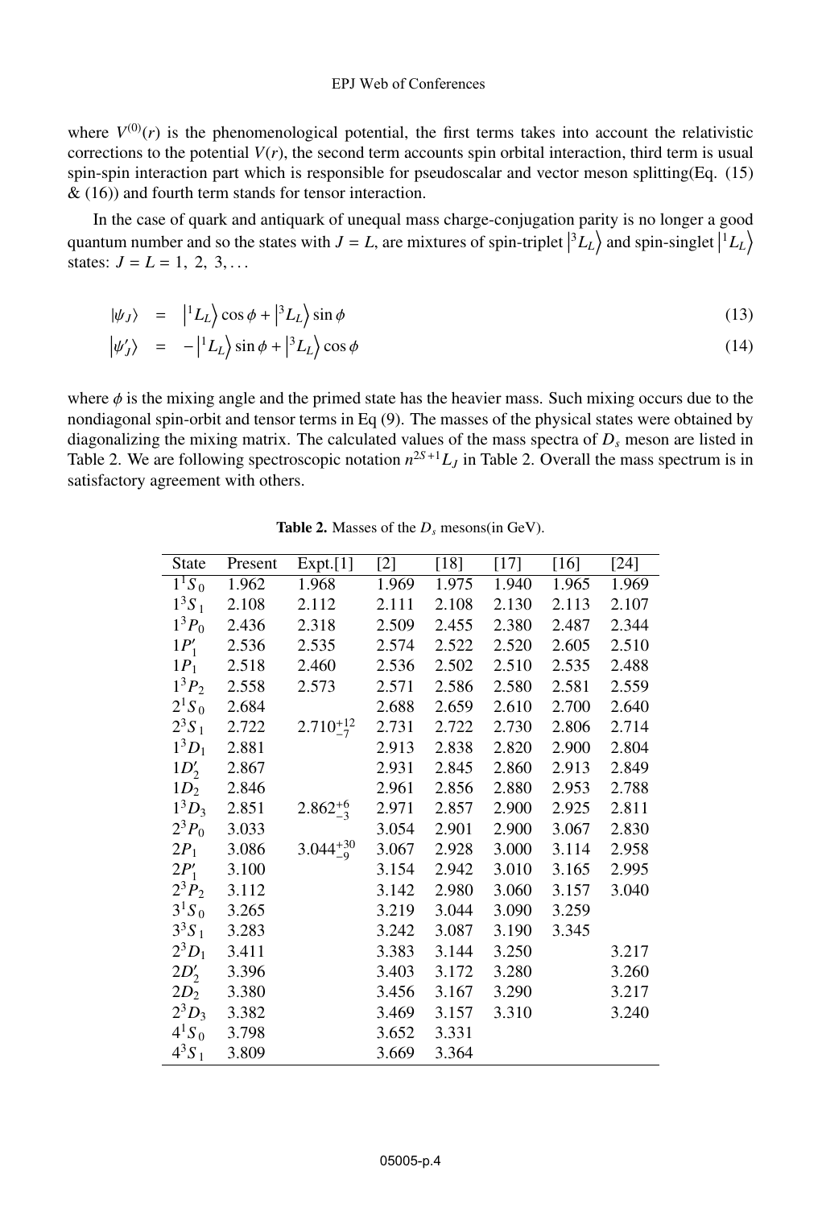where $V^{(0)}(r)$ is the phenomenological potential, the first terms takes into account the relativistic corrections to the potential $V(r)$, the second term accounts spin orbital interaction, third term is usual spin-spin interaction part which is responsible for pseudoscalar and vector meson splitting(Eq. (15) & (16)) and fourth term stands for tensor interaction.

In the case of quark and antiquark of unequal mass charge-conjugation parity is no longer a good quantum number and so the states with $J = L$, are mixtures of spin-triplet $\left|{}^3L_L\right\rangle$ and spin-singlet $\left|{}^1L_L\right\rangle$ states: $J = L = 1,\ 2,\ 3, \ldots$

$$|\psi_J\rangle = \left|{}^1L_L\right\rangle \cos\phi + \left|{}^3L_L\right\rangle \sin\phi \tag{13}$$

$$\left|\psi_J'\right\rangle = -\left|{}^1L_L\right\rangle \sin\phi + \left|{}^3L_L\right\rangle \cos\phi \tag{14}$$

where $\phi$ is the mixing angle and the primed state has the heavier mass. Such mixing occurs due to the nondiagonal spin-orbit and tensor terms in Eq (9). The masses of the physical states were obtained by diagonalizing the mixing matrix. The calculated values of the mass spectra of $D_s$ meson are listed in Table 2. We are following spectroscopic notation $n^{2S+1}L_J$ in Table 2. Overall the mass spectrum is in satisfactory agreement with others.

**Table 2.** Masses of the $D_s$ mesons(in GeV).

| State | Present | Expt.[1] | [2] | [18] | [17] | [16] | [24] |
|---|---|---|---|---|---|---|---|
| $1^1S_0$ | 1.962 | 1.968 | 1.969 | 1.975 | 1.940 | 1.965 | 1.969 |
| $1^3S_1$ | 2.108 | 2.112 | 2.111 | 2.108 | 2.130 | 2.113 | 2.107 |
| $1^3P_0$ | 2.436 | 2.318 | 2.509 | 2.455 | 2.380 | 2.487 | 2.344 |
| $1P_1'$ | 2.536 | 2.535 | 2.574 | 2.522 | 2.520 | 2.605 | 2.510 |
| $1P_1$ | 2.518 | 2.460 | 2.536 | 2.502 | 2.510 | 2.535 | 2.488 |
| $1^3P_2$ | 2.558 | 2.573 | 2.571 | 2.586 | 2.580 | 2.581 | 2.559 |
| $2^1S_0$ | 2.684 | | 2.688 | 2.659 | 2.610 | 2.700 | 2.640 |
| $2^3S_1$ | 2.722 | $2.710^{+12}_{-7}$ | 2.731 | 2.722 | 2.730 | 2.806 | 2.714 |
| $1^3D_1$ | 2.881 | | 2.913 | 2.838 | 2.820 | 2.900 | 2.804 |
| $1D_2'$ | 2.867 | | 2.931 | 2.845 | 2.860 | 2.913 | 2.849 |
| $1D_2$ | 2.846 | | 2.961 | 2.856 | 2.880 | 2.953 | 2.788 |
| $1^3D_3$ | 2.851 | $2.862^{+6}_{-3}$ | 2.971 | 2.857 | 2.900 | 2.925 | 2.811 |
| $2^3P_0$ | 3.033 | | 3.054 | 2.901 | 2.900 | 3.067 | 2.830 |
| $2P_1$ | 3.086 | $3.044^{+30}_{-9}$ | 3.067 | 2.928 | 3.000 | 3.114 | 2.958 |
| $2P_1'$ | 3.100 | | 3.154 | 2.942 | 3.010 | 3.165 | 2.995 |
| $2^3P_2$ | 3.112 | | 3.142 | 2.980 | 3.060 | 3.157 | 3.040 |
| $3^1S_0$ | 3.265 | | 3.219 | 3.044 | 3.090 | 3.259 | |
| $3^3S_1$ | 3.283 | | 3.242 | 3.087 | 3.190 | 3.345 | |
| $2^3D_1$ | 3.411 | | 3.383 | 3.144 | 3.250 | | 3.217 |
| $2D_2'$ | 3.396 | | 3.403 | 3.172 | 3.280 | | 3.260 |
| $2D_2$ | 3.380 | | 3.456 | 3.167 | 3.290 | | 3.217 |
| $2^3D_3$ | 3.382 | | 3.469 | 3.157 | 3.310 | | 3.240 |
| $4^1S_0$ | 3.798 | | 3.652 | 3.331 | | | |
| $4^3S_1$ | 3.809 | | 3.669 | 3.364 | | | |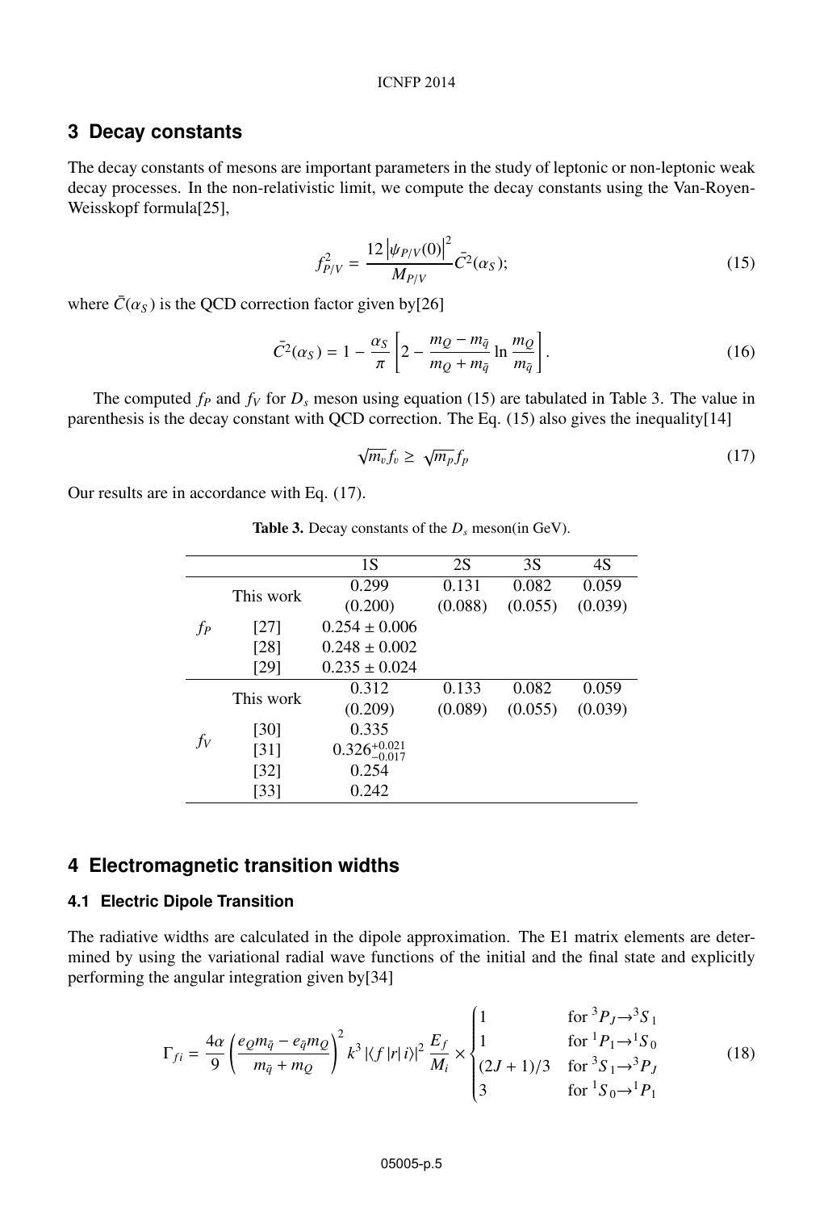## 3 Decay constants

The decay constants of mesons are important parameters in the study of leptonic or non-leptonic weak decay processes. In the non-relativistic limit, we compute the decay constants using the Van-Royen-Weisskopf formula[25],

$$f_{P/V}^2 = \frac{12\left|\psi_{P/V}(0)\right|^2}{M_{P/V}}\bar{C}^2(\alpha_S); \tag{15}$$

where $\bar{C}(\alpha_S)$ is the QCD correction factor given by[26]

$$\bar{C}^2(\alpha_S) = 1 - \frac{\alpha_S}{\pi}\left[2 - \frac{m_Q - m_{\bar{q}}}{m_Q + m_{\bar{q}}}\ln\frac{m_Q}{m_{\bar{q}}}\right]. \tag{16}$$

The computed $f_P$ and $f_V$ for $D_s$ meson using equation (15) are tabulated in Table 3. The value in parenthesis is the decay constant with QCD correction. The Eq. (15) also gives the inequality[14]

$$\sqrt{m_v}f_v \geq \sqrt{m_p}f_p \tag{17}$$

Our results are in accordance with Eq. (17).

**Table 3.** Decay constants of the $D_s$ meson(in GeV).

| | | 1S | 2S | 3S | 4S |
|---|---|---|---|---|---|
| $f_P$ | This work | 0.299 (0.200) | 0.131 (0.088) | 0.082 (0.055) | 0.059 (0.039) |
| | [27] | $0.254 \pm 0.006$ | | | |
| | [28] | $0.248 \pm 0.002$ | | | |
| | [29] | $0.235 \pm 0.024$ | | | |
| $f_V$ | This work | 0.312 (0.209) | 0.133 (0.089) | 0.082 (0.055) | 0.059 (0.039) |
| | [30] | 0.335 | | | |
| | [31] | $0.326^{+0.021}_{-0.017}$ | | | |
| | [32] | 0.254 | | | |
| | [33] | 0.242 | | | |

## 4 Electromagnetic transition widths

### 4.1 Electric Dipole Transition

The radiative widths are calculated in the dipole approximation. The E1 matrix elements are determined by using the variational radial wave functions of the initial and the final state and explicitly performing the angular integration given by[34]

$$\Gamma_{fi} = \frac{4\alpha}{9}\left(\frac{e_Q m_{\bar{q}} - e_{\bar{q}} m_Q}{m_{\bar{q}} + m_Q}\right)^2 k^3 \left|\langle f|r|i\rangle\right|^2 \frac{E_f}{M_i} \times \begin{cases} 1 & \text{for } ^3P_J \to {}^3S_1 \\ 1 & \text{for } ^1P_1 \to {}^1S_0 \\ (2J+1)/3 & \text{for } ^3S_1 \to {}^3P_J \\ 3 & \text{for } ^1S_0 \to {}^1P_1 \end{cases} \tag{18}$$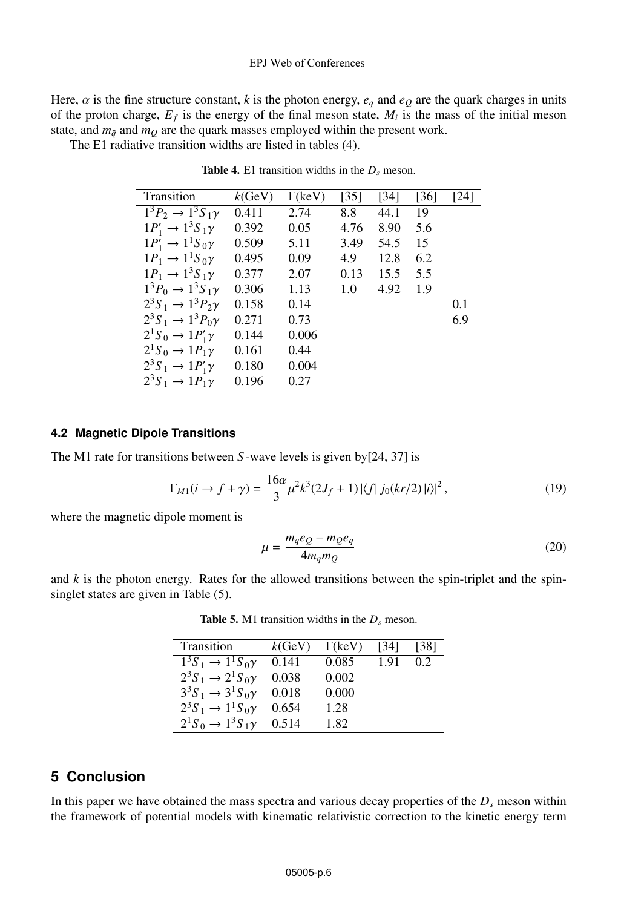Here, $\alpha$ is the fine structure constant, $k$ is the photon energy, $e_{\bar{q}}$ and $e_Q$ are the quark charges in units of the proton charge, $E_f$ is the energy of the final meson state, $M_i$ is the mass of the initial meson state, and $m_{\bar{q}}$ and $m_Q$ are the quark masses employed within the present work.

The E1 radiative transition widths are listed in tables (4).

**Table 4.** E1 transition widths in the $D_s$ meson.

| Transition | $k$(GeV) | $\Gamma$(keV) | [35] | [34] | [36] | [24] |
|---|---|---|---|---|---|---|
| $1^3P_2 \to 1^3S_1\gamma$ | 0.411 | 2.74 | 8.8 | 44.1 | 19 | |
| $1P_1' \to 1^3S_1\gamma$ | 0.392 | 0.05 | 4.76 | 8.90 | 5.6 | |
| $1P_1' \to 1^1S_0\gamma$ | 0.509 | 5.11 | 3.49 | 54.5 | 15 | |
| $1P_1 \to 1^1S_0\gamma$ | 0.495 | 0.09 | 4.9 | 12.8 | 6.2 | |
| $1P_1 \to 1^3S_1\gamma$ | 0.377 | 2.07 | 0.13 | 15.5 | 5.5 | |
| $1^3P_0 \to 1^3S_1\gamma$ | 0.306 | 1.13 | 1.0 | 4.92 | 1.9 | |
| $2^3S_1 \to 1^3P_2\gamma$ | 0.158 | 0.14 | | | | 0.1 |
| $2^3S_1 \to 1^3P_0\gamma$ | 0.271 | 0.73 | | | | 6.9 |
| $2^1S_0 \to 1P_1'\gamma$ | 0.144 | 0.006 | | | | |
| $2^1S_0 \to 1P_1\gamma$ | 0.161 | 0.44 | | | | |
| $2^3S_1 \to 1P_1'\gamma$ | 0.180 | 0.004 | | | | |
| $2^3S_1 \to 1P_1\gamma$ | 0.196 | 0.27 | | | | |

### 4.2 Magnetic Dipole Transitions

The M1 rate for transitions between $S$-wave levels is given by[24, 37] is

$$\Gamma_{M1}(i \to f + \gamma) = \frac{16\alpha}{3}\mu^2 k^3 (2J_f + 1) \left|\langle f| \, j_0(kr/2) \, |i\rangle\right|^2, \tag{19}$$

where the magnetic dipole moment is

$$\mu = \frac{m_{\bar{q}} e_Q - m_Q e_{\bar{q}}}{4 m_{\bar{q}} m_Q} \tag{20}$$

and $k$ is the photon energy. Rates for the allowed transitions between the spin-triplet and the spin-singlet states are given in Table (5).

**Table 5.** M1 transition widths in the $D_s$ meson.

| Transition | $k$(GeV) | $\Gamma$(keV) | [34] | [38] |
|---|---|---|---|---|
| $1^3S_1 \to 1^1S_0\gamma$ | 0.141 | 0.085 | 1.91 | 0.2 |
| $2^3S_1 \to 2^1S_0\gamma$ | 0.038 | 0.002 | | |
| $3^3S_1 \to 3^1S_0\gamma$ | 0.018 | 0.000 | | |
| $2^3S_1 \to 1^1S_0\gamma$ | 0.654 | 1.28 | | |
| $2^1S_0 \to 1^3S_1\gamma$ | 0.514 | 1.82 | | |

## 5 Conclusion

In this paper we have obtained the mass spectra and various decay properties of the $D_s$ meson within the framework of potential models with kinematic relativistic correction to the kinetic energy term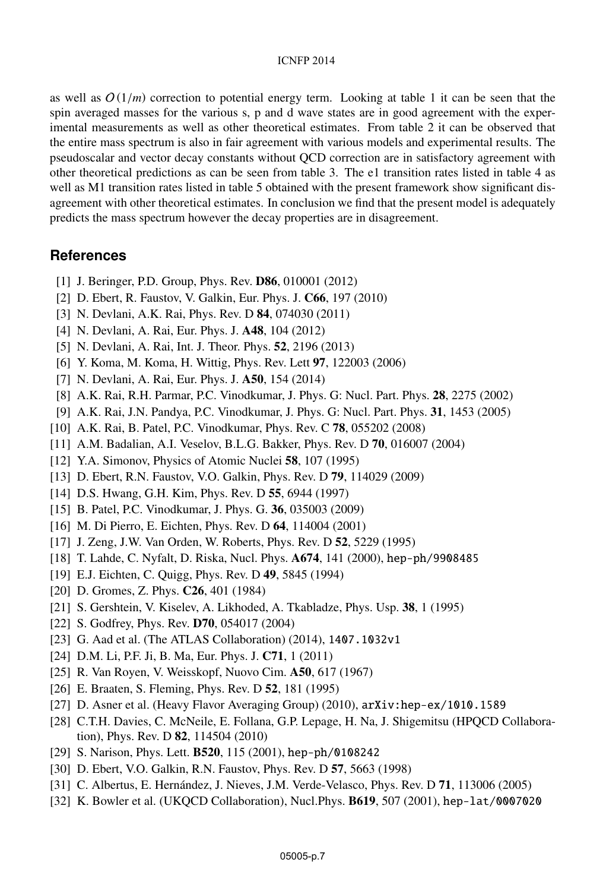as well as $O(1/m)$ correction to potential energy term. Looking at table 1 it can be seen that the spin averaged masses for the various s, p and d wave states are in good agreement with the experimental measurements as well as other theoretical estimates. From table 2 it can be observed that the entire mass spectrum is also in fair agreement with various models and experimental results. The pseudoscalar and vector decay constants without QCD correction are in satisfactory agreement with other theoretical predictions as can be seen from table 3. The e1 transition rates listed in table 4 as well as M1 transition rates listed in table 5 obtained with the present framework show significant disagreement with other theoretical estimates. In conclusion we find that the present model is adequately predicts the mass spectrum however the decay properties are in disagreement.

## References

[1] J. Beringer, P.D. Group, Phys. Rev. **D86**, 010001 (2012)
[2] D. Ebert, R. Faustov, V. Galkin, Eur. Phys. J. **C66**, 197 (2010)
[3] N. Devlani, A.K. Rai, Phys. Rev. D **84**, 074030 (2011)
[4] N. Devlani, A. Rai, Eur. Phys. J. **A48**, 104 (2012)
[5] N. Devlani, A. Rai, Int. J. Theor. Phys. **52**, 2196 (2013)
[6] Y. Koma, M. Koma, H. Wittig, Phys. Rev. Lett **97**, 122003 (2006)
[7] N. Devlani, A. Rai, Eur. Phys. J. **A50**, 154 (2014)
[8] A.K. Rai, R.H. Parmar, P.C. Vinodkumar, J. Phys. G: Nucl. Part. Phys. **28**, 2275 (2002)
[9] A.K. Rai, J.N. Pandya, P.C. Vinodkumar, J. Phys. G: Nucl. Part. Phys. **31**, 1453 (2005)
[10] A.K. Rai, B. Patel, P.C. Vinodkumar, Phys. Rev. C **78**, 055202 (2008)
[11] A.M. Badalian, A.I. Veselov, B.L.G. Bakker, Phys. Rev. D **70**, 016007 (2004)
[12] Y.A. Simonov, Physics of Atomic Nuclei **58**, 107 (1995)
[13] D. Ebert, R.N. Faustov, V.O. Galkin, Phys. Rev. D **79**, 114029 (2009)
[14] D.S. Hwang, G.H. Kim, Phys. Rev. D **55**, 6944 (1997)
[15] B. Patel, P.C. Vinodkumar, J. Phys. G. **36**, 035003 (2009)
[16] M. Di Pierro, E. Eichten, Phys. Rev. D **64**, 114004 (2001)
[17] J. Zeng, J.W. Van Orden, W. Roberts, Phys. Rev. D **52**, 5229 (1995)
[18] T. Lahde, C. Nyfalt, D. Riska, Nucl. Phys. **A674**, 141 (2000), hep-ph/9908485
[19] E.J. Eichten, C. Quigg, Phys. Rev. D **49**, 5845 (1994)
[20] D. Gromes, Z. Phys. **C26**, 401 (1984)
[21] S. Gershtein, V. Kiselev, A. Likhoded, A. Tkabladze, Phys. Usp. **38**, 1 (1995)
[22] S. Godfrey, Phys. Rev. **D70**, 054017 (2004)
[23] G. Aad et al. (The ATLAS Collaboration) (2014), 1407.1032v1
[24] D.M. Li, P.F. Ji, B. Ma, Eur. Phys. J. **C71**, 1 (2011)
[25] R. Van Royen, V. Weisskopf, Nuovo Cim. **A50**, 617 (1967)
[26] E. Braaten, S. Fleming, Phys. Rev. D **52**, 181 (1995)
[27] D. Asner et al. (Heavy Flavor Averaging Group) (2010), arXiv:hep-ex/1010.1589
[28] C.T.H. Davies, C. McNeile, E. Follana, G.P. Lepage, H. Na, J. Shigemitsu (HPQCD Collaboration), Phys. Rev. D **82**, 114504 (2010)
[29] S. Narison, Phys. Lett. **B520**, 115 (2001), hep-ph/0108242
[30] D. Ebert, V.O. Galkin, R.N. Faustov, Phys. Rev. D **57**, 5663 (1998)
[31] C. Albertus, E. Hernández, J. Nieves, J.M. Verde-Velasco, Phys. Rev. D **71**, 113006 (2005)
[32] K. Bowler et al. (UKQCD Collaboration), Nucl.Phys. **B619**, 507 (2001), hep-lat/0007020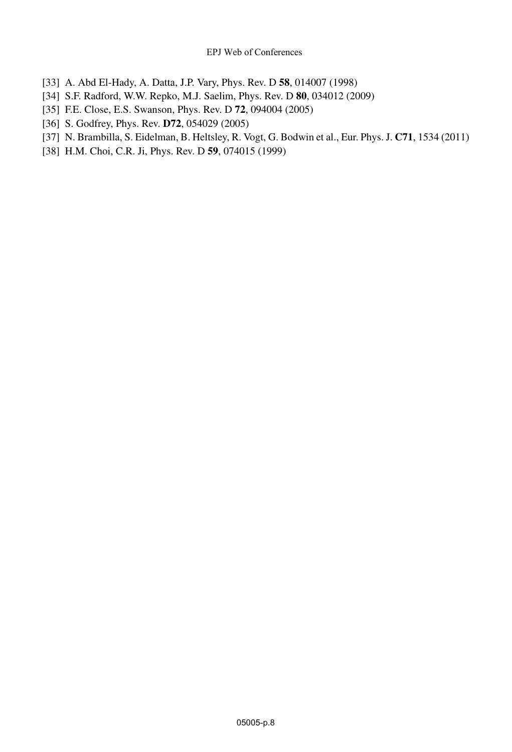[33] A. Abd El-Hady, A. Datta, J.P. Vary, Phys. Rev. D **58**, 014007 (1998)

[34] S.F. Radford, W.W. Repko, M.J. Saelim, Phys. Rev. D **80**, 034012 (2009)

[35] F.E. Close, E.S. Swanson, Phys. Rev. D **72**, 094004 (2005)

[36] S. Godfrey, Phys. Rev. **D72**, 054029 (2005)

[37] N. Brambilla, S. Eidelman, B. Heltsley, R. Vogt, G. Bodwin et al., Eur. Phys. J. **C71**, 1534 (2011)

[38] H.M. Choi, C.R. Ji, Phys. Rev. D **59**, 074015 (1999)